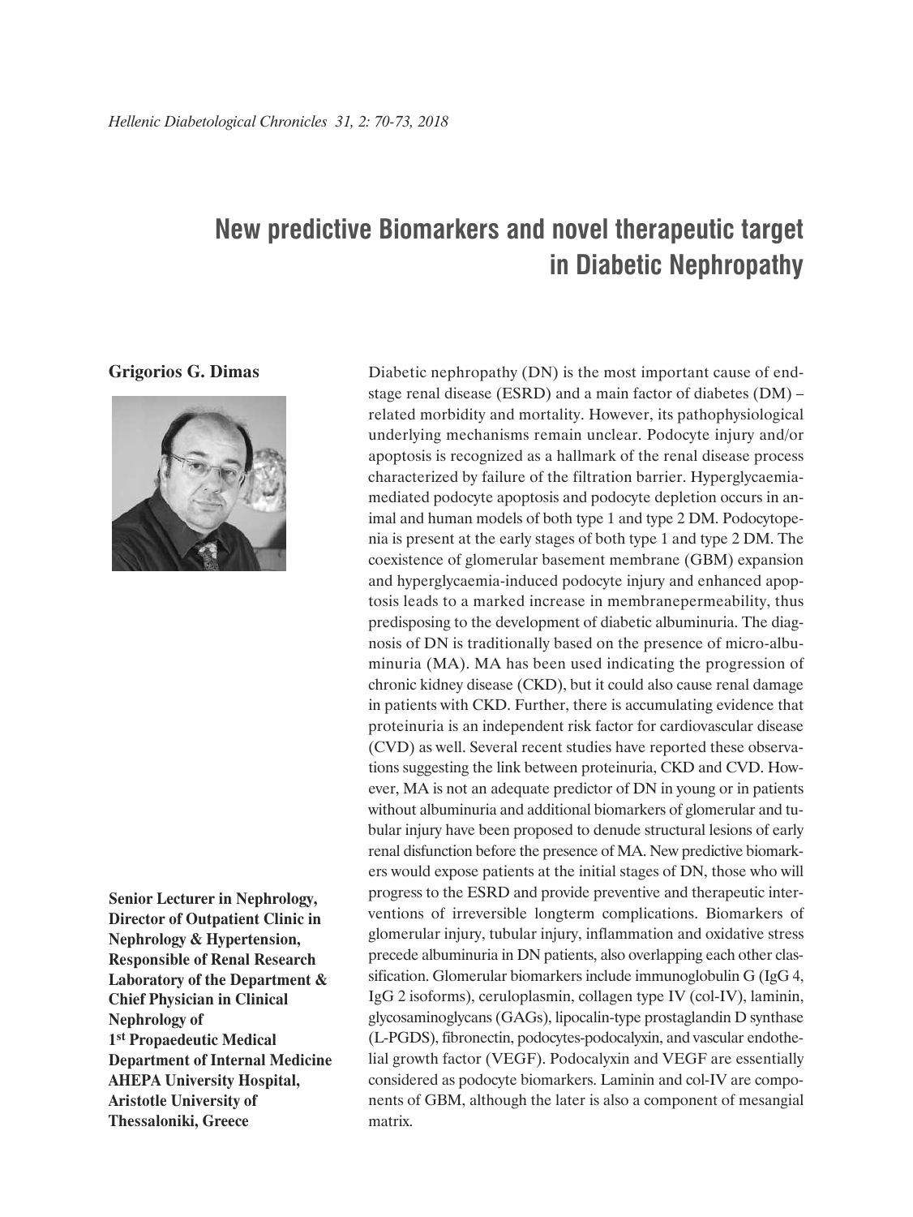// New predictive Biomarkers and novel therapeutic target in Diabetic Nephropathy

**Grigorios G. Dimas**

**Senior Lecturer in Nephrology, Director of Outpatient Clinic in Nephrology & Hypertension, Responsible of Renal Research Laboratory of the Department & Chief Physician in Clinical Nephrology of 1st Propaedeutic Medical Department of Internal Medicine AHEPA University Hospital, Aristotle University of Thessaloniki, Greece**

Diabetic nephropathy (DN) is the most important cause of end-stage renal disease (ESRD) and a main factor of diabetes (DM) – related morbidity and mortality. However, its pathophysiological underlying mechanisms remain unclear. Podocyte injury and/or apoptosis is recognized as a hallmark of the renal disease process characterized by failure of the filtration barrier. Hyperglycaemia-mediated podocyte apoptosis and podocyte depletion occurs in animal and human models of both type 1 and type 2 DM. Podocytopenia is present at the early stages of both type 1 and type 2 DM. The coexistence of glomerular basement membrane (GBM) expansion and hyperglycaemia-induced podocyte injury and enhanced apoptosis leads to a marked increase in membranepermeability, thus predisposing to the development of diabetic albuminuria. The diagnosis of DN is traditionally based on the presence of micro-albuminuria (MA). MA has been used indicating the progression of chronic kidney disease (CKD), but it could also cause renal damage in patients with CKD. Further, there is accumulating evidence that proteinuria is an independent risk factor for cardiovascular disease (CVD) as well. Several recent studies have reported these observations suggesting the link between proteinuria, CKD and CVD. However, MA is not an adequate predictor of DN in young or in patients without albuminuria and additional biomarkers of glomerular and tubular injury have been proposed to denude structural lesions of early renal disfunction before the presence of MA. New predictive biomarkers would expose patients at the initial stages of DN, those who will progress to the ESRD and provide preventive and therapeutic interventions of irreversible longterm complications. Biomarkers of glomerular injury, tubular injury, inflammation and oxidative stress precede albuminuria in DN patients, also overlapping each other classification. Glomerular biomarkers include immunoglobulin G (IgG 4, IgG 2 isoforms), ceruloplasmin, collagen type IV (col-IV), laminin, glycosaminoglycans (GAGs), lipocalin-type prostaglandin D synthase (L-PGDS), fibronectin, podocytes-podocalyxin, and vascular endothelial growth factor (VEGF). Podocalyxin and VEGF are essentially considered as podocyte biomarkers. Laminin and col-IV are components of GBM, although the later is also a component of mesangial matrix.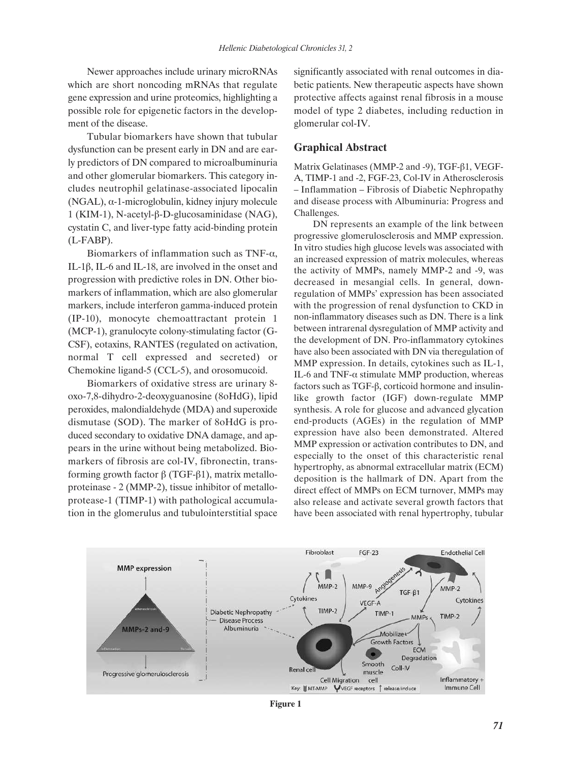Newer approaches include urinary microRNAs which are short noncoding mRNAs that regulate gene expression and urine proteomics, highlighting a possible role for epigenetic factors in the development of the disease.

Tubular biomarkers have shown that tubular dysfunction can be present early in DN and are early predictors of DN compared to microalbuminuria and other glomerular biomarkers. This category includes neutrophil gelatinase-associated lipocalin (NGAL), α-1-microglobulin, kidney injury molecule 1 (KIM-1), N-acetyl-β-D-glucosaminidase (NAG), cystatin C, and liver-type fatty acid-binding protein (L-FABP).

Biomarkers of inflammation such as TNF-α, IL-1β, IL-6 and IL-18, are involved in the onset and progression with predictive roles in DN. Other biomarkers of inflammation, which are also glomerular markers, include interferon gamma-induced protein (IP-10), monocyte chemoattractant protein 1 (MCP-1), granulocyte colony-stimulating factor (G-CSF), eotaxins, RANTES (regulated on activation, normal T cell expressed and secreted) or Chemokine ligand-5 (CCL-5), and orosomucoid.

Biomarkers of oxidative stress are urinary 8-oxo-7,8-dihydro-2-deoxyguanosine (8oHdG), lipid peroxides, malondialdehyde (MDA) and superoxide dismutase (SOD). The marker of 8oHdG is produced secondary to oxidative DNA damage, and appears in the urine without being metabolized. Biomarkers of fibrosis are col-IV, fibronectin, transforming growth factor β (TGF-β1), matrix metalloproteinase - 2 (MMP-2), tissue inhibitor of metalloprotease-1 (TIMP-1) with pathological accumulation in the glomerulus and tubulointerstitial space significantly associated with renal outcomes in diabetic patients. New therapeutic aspects have shown protective affects against renal fibrosis in a mouse model of type 2 diabetes, including reduction in glomerular col-IV.

## Graphical Abstract

Matrix Gelatinases (MMP-2 and -9), TGF-β1, VEGF-A, TIMP-1 and -2, FGF-23, Col-IV in Atherosclerosis – Inflammation – Fibrosis of Diabetic Nephropathy and disease process with Albuminuria: Progress and Challenges.

DN represents an example of the link between progressive glomerulosclerosis and MMP expression. In vitro studies high glucose levels was associated with an increased expression of matrix molecules, whereas the activity of MMPs, namely MMP-2 and -9, was decreased in mesangial cells. In general, down-regulation of MMPs' expression has been associated with the progression of renal dysfunction to CKD in non-inflammatory diseases such as DN. There is a link between intrarenal dysregulation of MMP activity and the development of DN. Pro-inflammatory cytokines have also been associated with DN via theregulation of MMP expression. In details, cytokines such as IL-1, IL-6 and TNF-α stimulate MMP production, whereas factors such as TGF-β, corticoid hormone and insulin-like growth factor (IGF) down-regulate MMP synthesis. A role for glucose and advanced glycation end-products (AGEs) in the regulation of MMP expression have also been demonstrated. Altered MMP expression or activation contributes to DN, and especially to the onset of this characteristic renal hypertrophy, as abnormal extracellular matrix (ECM) deposition is the hallmark of DN. Apart from the direct effect of MMPs on ECM turnover, MMPs may also release and activate several growth factors that have been associated with renal hypertrophy, tubular

**Figure 1**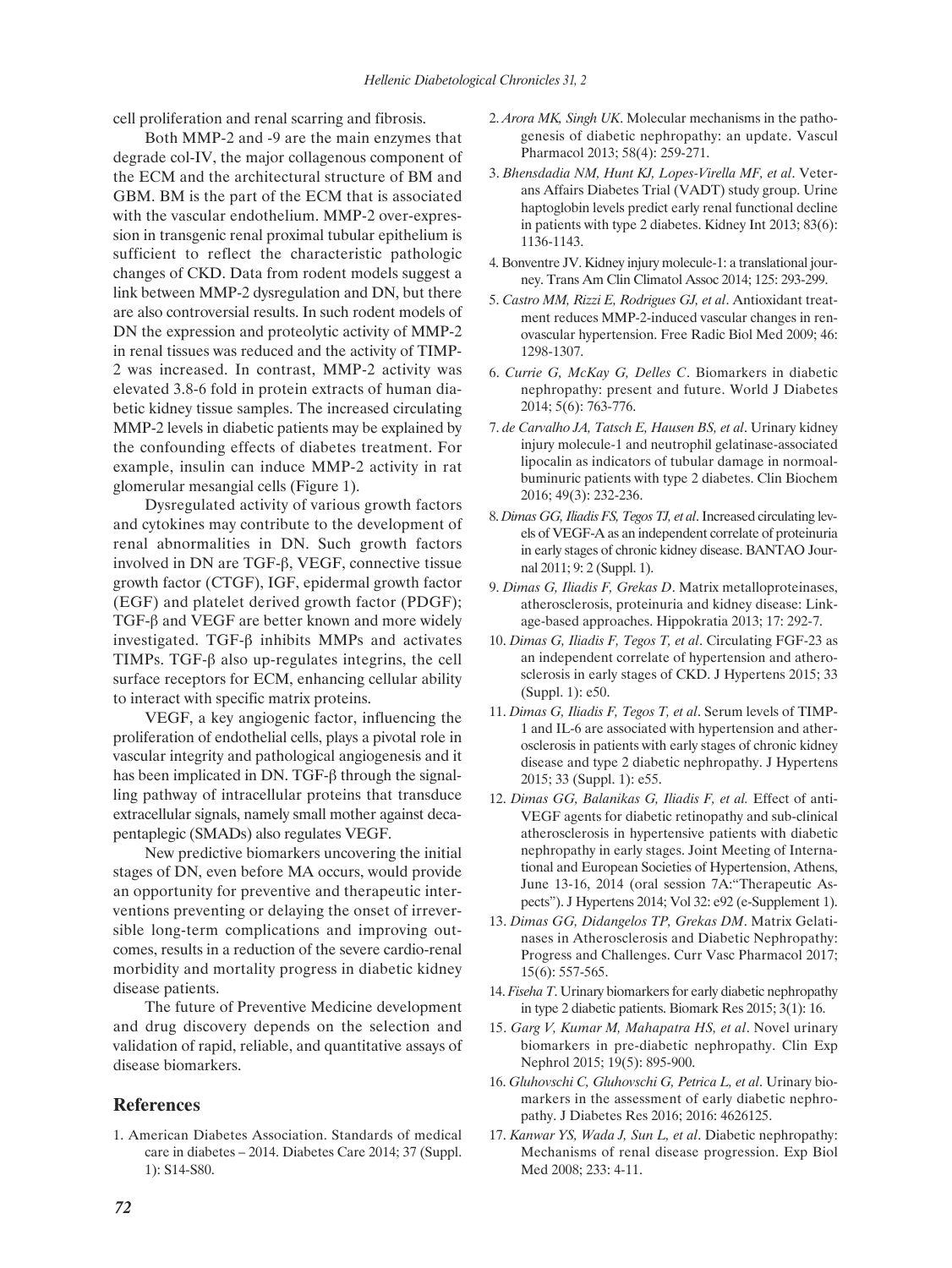cell proliferation and renal scarring and fibrosis.

Both MMP-2 and -9 are the main enzymes that degrade col-IV, the major collagenous component of the ECM and the architectural structure of BM and GBM. BM is the part of the ECM that is associated with the vascular endothelium. MMP-2 over-expression in transgenic renal proximal tubular epithelium is sufficient to reflect the characteristic pathologic changes of CKD. Data from rodent models suggest a link between MMP-2 dysregulation and DN, but there are also controversial results. In such rodent models of DN the expression and proteolytic activity of MMP-2 in renal tissues was reduced and the activity of TIMP-2 was increased. In contrast, MMP-2 activity was elevated 3.8-6 fold in protein extracts of human diabetic kidney tissue samples. The increased circulating MMP-2 levels in diabetic patients may be explained by the confounding effects of diabetes treatment. For example, insulin can induce MMP-2 activity in rat glomerular mesangial cells (Figure 1).

Dysregulated activity of various growth factors and cytokines may contribute to the development of renal abnormalities in DN. Such growth factors involved in DN are TGF-β, VEGF, connective tissue growth factor (CTGF), IGF, epidermal growth factor (EGF) and platelet derived growth factor (PDGF); TGF-β and VEGF are better known and more widely investigated. TGF-β inhibits MMPs and activates TIMPs. TGF-β also up-regulates integrins, the cell surface receptors for ECM, enhancing cellular ability to interact with specific matrix proteins.

VEGF, a key angiogenic factor, influencing the proliferation of endothelial cells, plays a pivotal role in vascular integrity and pathological angiogenesis and it has been implicated in DN. TGF-β through the signalling pathway of intracellular proteins that transduce extracellular signals, namely small mother against decapentaplegic (SMADs) also regulates VEGF.

New predictive biomarkers uncovering the initial stages of DN, even before MA occurs, would provide an opportunity for preventive and therapeutic interventions preventing or delaying the onset of irreversible long-term complications and improving outcomes, results in a reduction of the severe cardio-renal morbidity and mortality progress in diabetic kidney disease patients.

The future of Preventive Medicine development and drug discovery depends on the selection and validation of rapid, reliable, and quantitative assays of disease biomarkers.

## References

1. American Diabetes Association. Standards of medical care in diabetes – 2014. Diabetes Care 2014; 37 (Suppl. 1): S14-S80.
2. *Arora MK, Singh UK*. Molecular mechanisms in the pathogenesis of diabetic nephropathy: an update. Vascul Pharmacol 2013; 58(4): 259-271.
3. *Bhensdadia NM, Hunt KJ, Lopes-Virella MF, et al*. Veterans Affairs Diabetes Trial (VADT) study group. Urine haptoglobin levels predict early renal functional decline in patients with type 2 diabetes. Kidney Int 2013; 83(6): 1136-1143.
4. Bonventre JV. Kidney injury molecule-1: a translational journey. Trans Am Clin Climatol Assoc 2014; 125: 293-299.
5. *Castro MM, Rizzi E, Rodrigues GJ, et al*. Antioxidant treatment reduces MMP-2-induced vascular changes in renovascular hypertension. Free Radic Biol Med 2009; 46: 1298-1307.
6. *Currie G, McKay G, Delles C*. Biomarkers in diabetic nephropathy: present and future. World J Diabetes 2014; 5(6): 763-776.
7. *de Carvalho JA, Tatsch E, Hausen BS, et al*. Urinary kidney injury molecule-1 and neutrophil gelatinase-associated lipocalin as indicators of tubular damage in normoalbuminuric patients with type 2 diabetes. Clin Biochem 2016; 49(3): 232-236.
8. *Dimas GG, Iliadis FS, Tegos TJ, et al*. Increased circulating levels of VEGF-A as an independent correlate of proteinuria in early stages of chronic kidney disease. BANTAO Journal 2011; 9: 2 (Suppl. 1).
9. *Dimas G, Iliadis F, Grekas D*. Matrix metalloproteinases, atherosclerosis, proteinuria and kidney disease: Linkage-based approaches. Hippokratia 2013; 17: 292-7.
10. *Dimas G, Iliadis F, Tegos T, et al*. Circulating FGF-23 as an independent correlate of hypertension and atherosclerosis in early stages of CKD. J Hypertens 2015; 33 (Suppl. 1): e50.
11. *Dimas G, Iliadis F, Tegos T, et al*. Serum levels of TIMP-1 and IL-6 are associated with hypertension and atherosclerosis in patients with early stages of chronic kidney disease and type 2 diabetic nephropathy. J Hypertens 2015; 33 (Suppl. 1): e55.
12. *Dimas GG, Balanikas G, Iliadis F, et al.* Effect of anti-VEGF agents for diabetic retinopathy and sub-clinical atherosclerosis in hypertensive patients with diabetic nephropathy in early stages. Joint Meeting of International and European Societies of Hypertension, Athens, June 13-16, 2014 (oral session 7A:"Therapeutic Aspects"). J Hypertens 2014; Vol 32: e92 (e-Supplement 1).
13. *Dimas GG, Didangelos TP, Grekas DM*. Matrix Gelatinases in Atherosclerosis and Diabetic Nephropathy: Progress and Challenges. Curr Vasc Pharmacol 2017; 15(6): 557-565.
14. *Fiseha T*. Urinary biomarkers for early diabetic nephropathy in type 2 diabetic patients. Biomark Res 2015; 3(1): 16.
15. *Garg V, Kumar M, Mahapatra HS, et al*. Novel urinary biomarkers in pre-diabetic nephropathy. Clin Exp Nephrol 2015; 19(5): 895-900.
16. *Gluhovschi C, Gluhovschi G, Petrica L, et al*. Urinary biomarkers in the assessment of early diabetic nephropathy. J Diabetes Res 2016; 2016: 4626125.
17. *Kanwar YS, Wada J, Sun L, et al*. Diabetic nephropathy: Mechanisms of renal disease progression. Exp Biol Med 2008; 233: 4-11.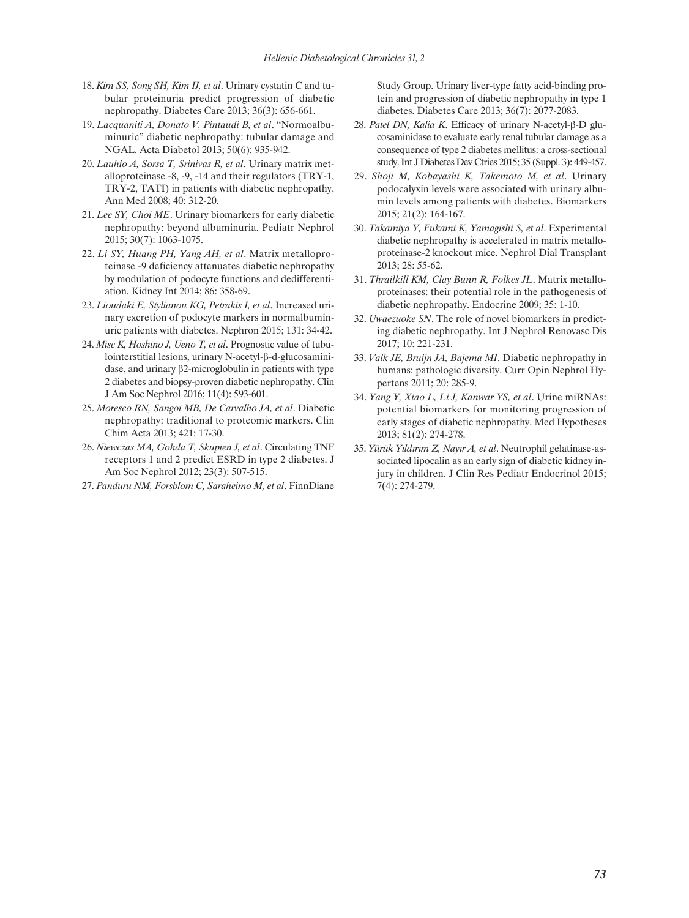18. *Kim SS, Song SH, Kim IJ, et al*. Urinary cystatin C and tubular proteinuria predict progression of diabetic nephropathy. Diabetes Care 2013; 36(3): 656-661.
19. *Lacquaniti A, Donato V, Pintaudi B, et al*. "Normoalbuminuric" diabetic nephropathy: tubular damage and NGAL. Acta Diabetol 2013; 50(6): 935-942.
20. *Lauhio A, Sorsa T, Srinivas R, et al*. Urinary matrix metalloproteinase -8, -9, -14 and their regulators (TRY-1, TRY-2, TATI) in patients with diabetic nephropathy. Ann Med 2008; 40: 312-20.
21. *Lee SY, Choi ME*. Urinary biomarkers for early diabetic nephropathy: beyond albuminuria. Pediatr Nephrol 2015; 30(7): 1063-1075.
22. *Li SY, Huang PH, Yang AH, et al*. Matrix metalloproteinase -9 deficiency attenuates diabetic nephropathy by modulation of podocyte functions and dedifferentiation. Kidney Int 2014; 86: 358-69.
23. *Lioudaki E, Stylianou KG, Petrakis I, et al*. Increased urinary excretion of podocyte markers in normalbuminuric patients with diabetes. Nephron 2015; 131: 34-42.
24. *Mise K, Hoshino J, Ueno T, et al*. Prognostic value of tubulointerstitial lesions, urinary N-acetyl-β-d-glucosaminidase, and urinary β2-microglobulin in patients with type 2 diabetes and biopsy-proven diabetic nephropathy. Clin J Am Soc Nephrol 2016; 11(4): 593-601.
25. *Moresco RN, Sangoi MB, De Carvalho JA, et al*. Diabetic nephropathy: traditional to proteomic markers. Clin Chim Acta 2013; 421: 17-30.
26. *Niewczas MA, Gohda T, Skupien J, et al*. Circulating TNF receptors 1 and 2 predict ESRD in type 2 diabetes. J Am Soc Nephrol 2012; 23(3): 507-515.
27. *Panduru NM, Forsblom C, Saraheimo M, et al*. FinnDiane Study Group. Urinary liver-type fatty acid-binding protein and progression of diabetic nephropathy in type 1 diabetes. Diabetes Care 2013; 36(7): 2077-2083.
28. *Patel DN, Kalia K*. Efficacy of urinary N-acetyl-β-D glucosaminidase to evaluate early renal tubular damage as a consequence of type 2 diabetes mellitus: a cross-sectional study. Int J Diabetes Dev Ctries 2015; 35 (Suppl. 3): 449-457.
29. *Shoji M, Kobayashi K, Takemoto M, et al*. Urinary podocalyxin levels were associated with urinary albumin levels among patients with diabetes. Biomarkers 2015; 21(2): 164-167.
30. *Takamiya Y, Fukami K, Yamagishi S, et al*. Experimental diabetic nephropathy is accelerated in matrix metalloproteinase-2 knockout mice. Nephrol Dial Transplant 2013; 28: 55-62.
31. *Thrailkill KM, Clay Bunn R, Folkes JL*. Matrix metalloproteinases: their potential role in the pathogenesis of diabetic nephropathy. Endocrine 2009; 35: 1-10.
32. *Uwaezuoke SN*. The role of novel biomarkers in predicting diabetic nephropathy. Int J Nephrol Renovasc Dis 2017; 10: 221-231.
33. *Valk JE, Bruijn JA, Bajema MI*. Diabetic nephropathy in humans: pathologic diversity. Curr Opin Nephrol Hypertens 2011; 20: 285-9.
34. *Yang Y, Xiao L, Li J, Kanwar YS, et al*. Urine miRNAs: potential biomarkers for monitoring progression of early stages of diabetic nephropathy. Med Hypotheses 2013; 81(2): 274-278.
35. *Yürük Yıldırım Z, Nayır A, et al*. Neutrophil gelatinase-associated lipocalin as an early sign of diabetic kidney injury in children. J Clin Res Pediatr Endocrinol 2015; 7(4): 274-279.